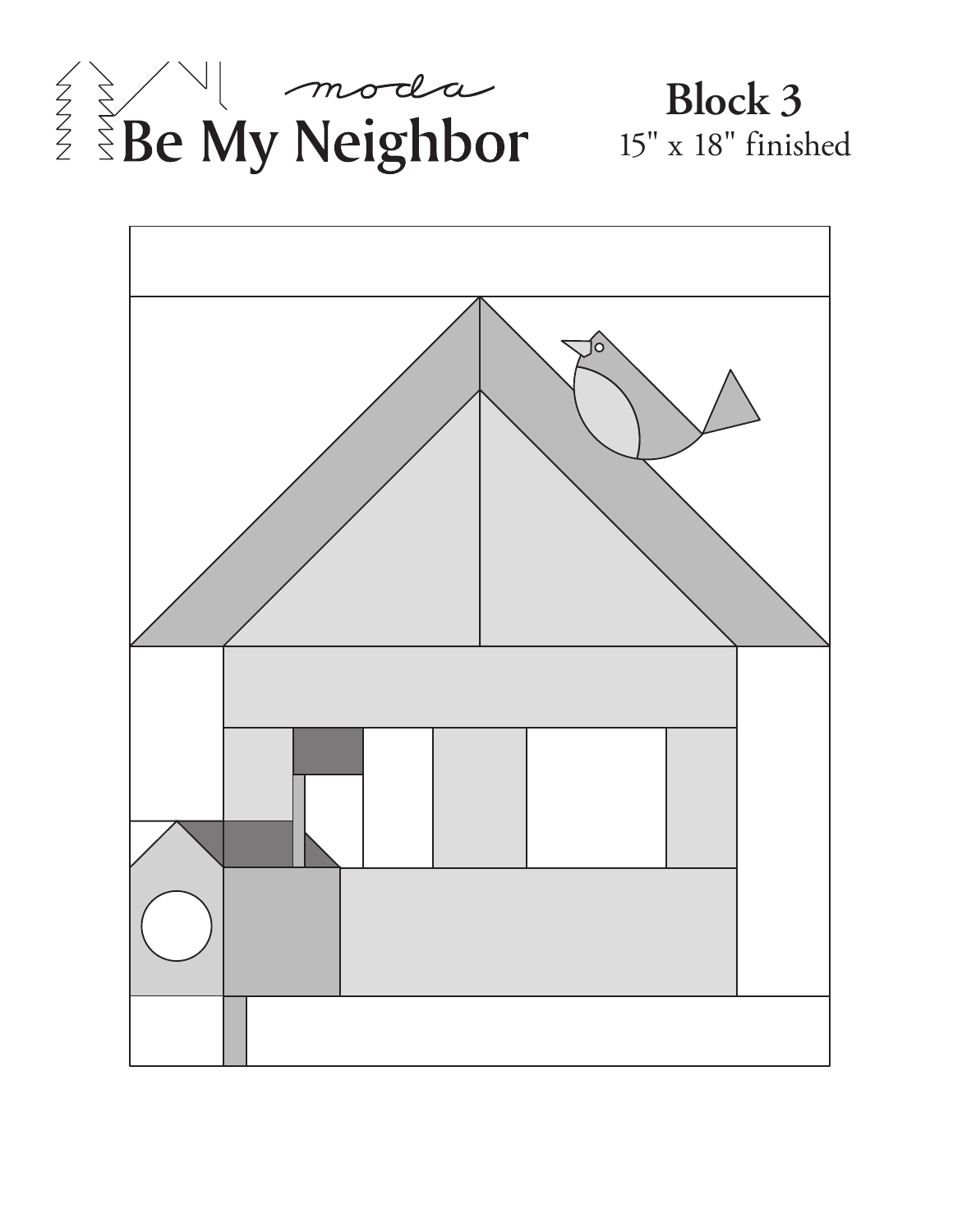moda

# Be My Neighbor

## Block 3

15" x 18" finished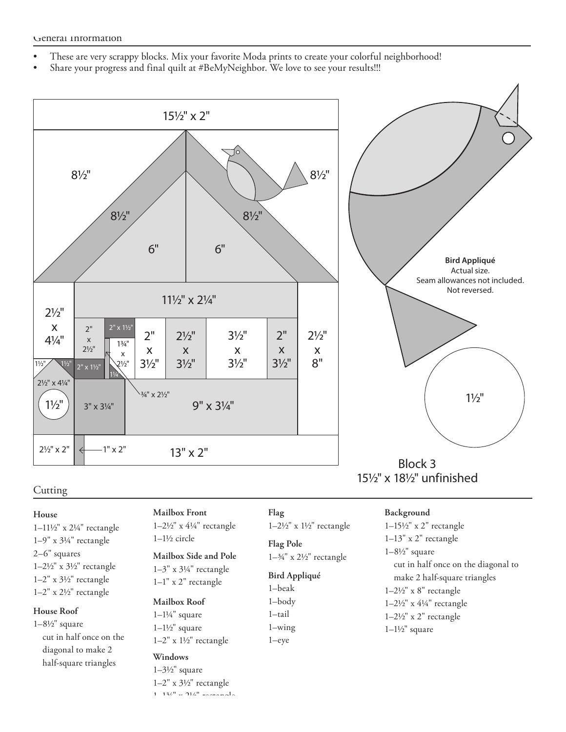General Information

- These are very scrappy blocks. Mix your favorite Moda prints to create your colorful neighborhood!
- Share your progress and final quilt at #BeMyNeighbor. We love to see your results!!!

**Bird Appliqué**
Actual size.
Seam allowances not included.
Not reversed.

Block 3
15½" x 18½" unfinished

## Cutting

**House**
1–11½" x 2¼" rectangle
1–9" x 3¼" rectangle
2–6" squares
1–2½" x 3½" rectangle
1–2" x 3½" rectangle
1–2" x 2½" rectangle

**House Roof**
1–8½" square
cut in half once on the diagonal to make 2 half-square triangles

**Mailbox Front**
1–2½" x 4¼" rectangle
1–1½ circle

**Mailbox Side and Pole**
1–3" x 3¼" rectangle
1–1" x 2" rectangle

**Mailbox Roof**
1–1¼" square
1–1½" square
1–2" x 1½" rectangle

**Windows**
1–3½" square
1–2" x 3½" rectangle
1–1¾" x 2½" rectangle

**Flag**
1–2½" x 1½" rectangle

**Flag Pole**
1–¾" x 2½" rectangle

**Bird Appliqué**
1–beak
1–body
1–tail
1–wing
1–eye

**Background**
1–15½" x 2" rectangle
1–13" x 2" rectangle
1–8½" square
cut in half once on the diagonal to make 2 half-square triangles
1–2½" x 8" rectangle
1–2½" x 4¼" rectangle
1–2½" x 2" rectangle
1–1½" square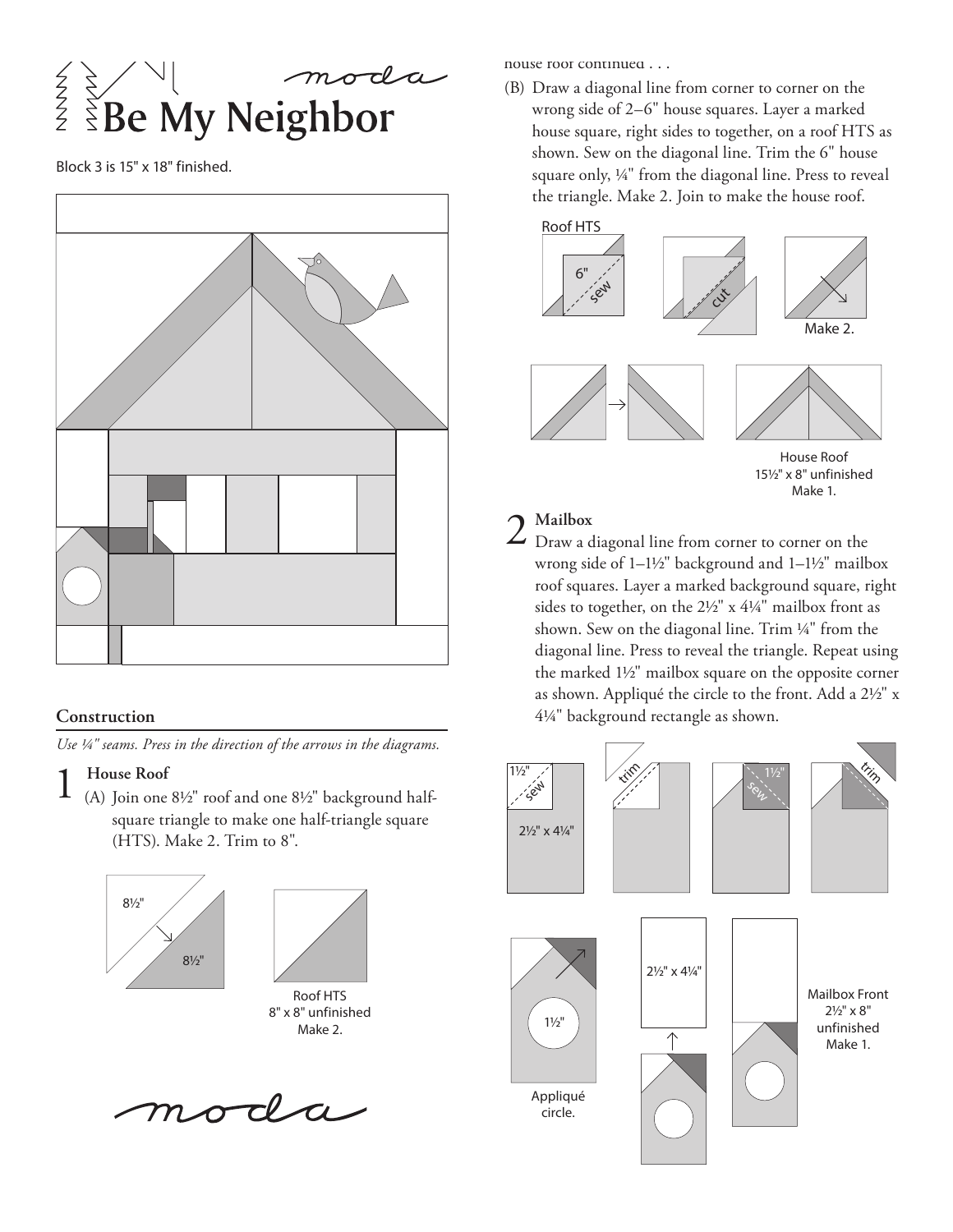# Be My Neighbor

Block 3 is 15" x 18" finished.

## Construction

*Use ¼" seams. Press in the direction of the arrows in the diagrams.*

### 1 House Roof

(A) Join one 8½" roof and one 8½" background half-square triangle to make one half-triangle square (HTS). Make 2. Trim to 8".

8½"

8½"

Roof HTS
8" x 8" unfinished
Make 2.

house roof continued . . .

(B) Draw a diagonal line from corner to corner on the wrong side of 2–6" house squares. Layer a marked house square, right sides to together, on a roof HTS as shown. Sew on the diagonal line. Trim the 6" house square only, ¼" from the diagonal line. Press to reveal the triangle. Make 2. Join to make the house roof.

Roof HTS

6"

sew

cut

Make 2.

House Roof
15½" x 8" unfinished
Make 1.

### 2 Mailbox

Draw a diagonal line from corner to corner on the wrong side of 1–1½" background and 1–1½" mailbox roof squares. Layer a marked background square, right sides to together, on the 2½" x 4¼" mailbox front as shown. Sew on the diagonal line. Trim ¼" from the diagonal line. Press to reveal the triangle. Repeat using the marked 1½" mailbox square on the opposite corner as shown. Appliqué the circle to the front. Add a 2½" x 4¼" background rectangle as shown.

1½"

sew

2½" x 4¼"

trim

1½"

sew

trim

1½"

Appliqué circle.

2½" x 4¼"

Mailbox Front
2½" x 8"
unfinished
Make 1.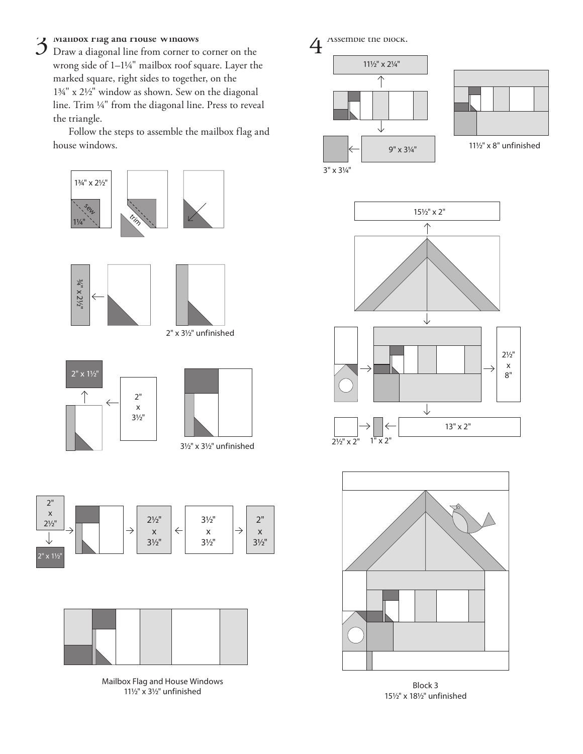## 3 Mailbox Flag and House Windows

Draw a diagonal line from corner to corner on the wrong side of 1–1¼" mailbox roof square. Layer the marked square, right sides to together, on the 1¾" x 2½" window as shown. Sew on the diagonal line. Trim ¼" from the diagonal line. Press to reveal the triangle.

Follow the steps to assemble the mailbox flag and house windows.

1¾" x 2½"

sew

1¼"

trim

¾" x 2½"

2" x 3½" unfinished

2" x 1½"

2" x 3½"

3½" x 3½" unfinished

2" x 2½"

2" x 1½"

2½" x 3½"

3½" x 3½"

2" x 3½"

Mailbox Flag and House Windows
11½" x 3½" unfinished

## 4 Assemble the block.

11½" x 2¼"

9" x 3¼"

3" x 3¼"

11½" x 8" unfinished

15½" x 2"

2½" x 8"

2½" x 2"

1" x 2"

13" x 2"

Block 3
15½" x 18½" unfinished